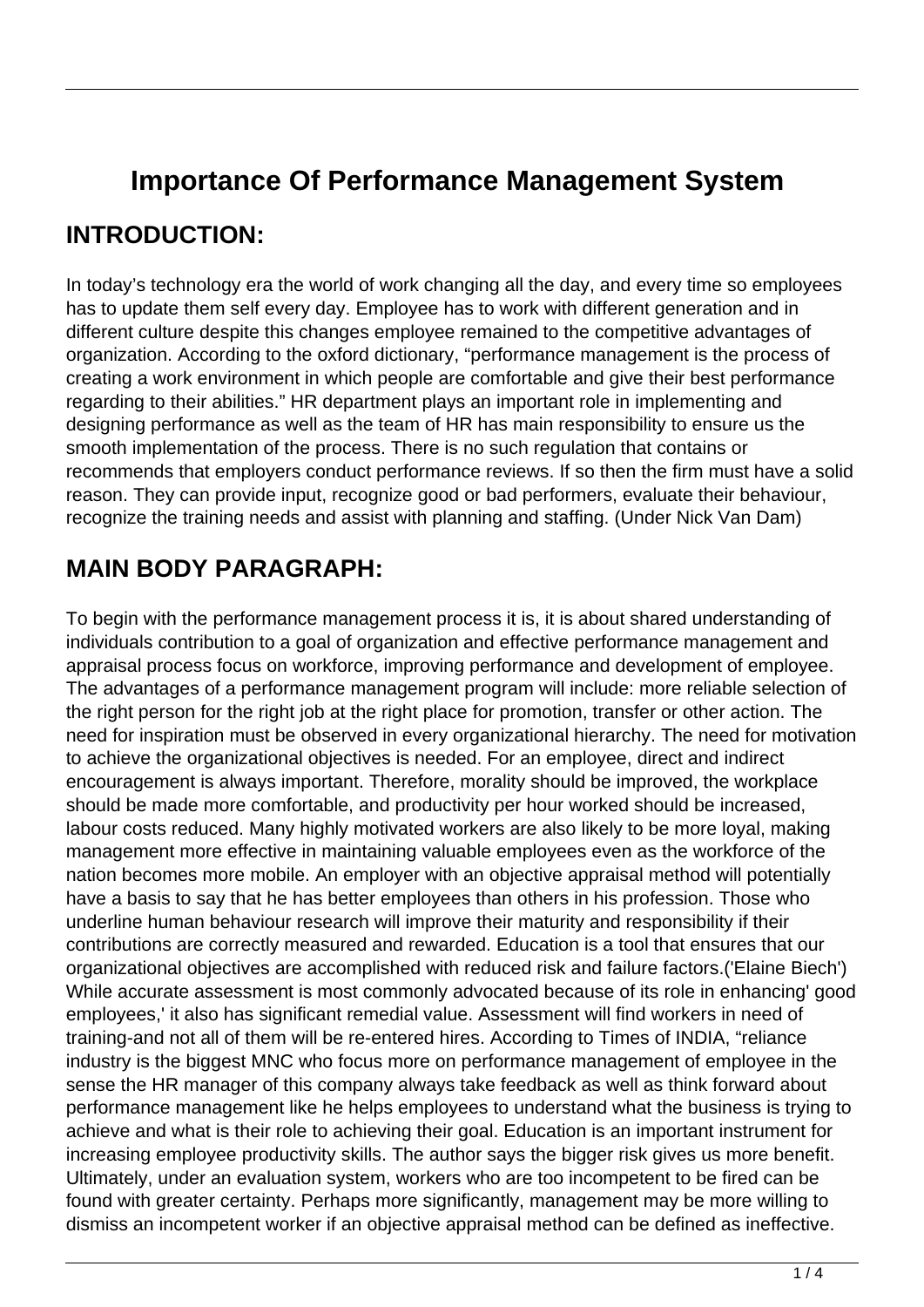# Importance Of Performance Management System

## INTRODUCTION:

In today's technology era the world of work changing all the day, and every time so employees has to update them self every day. Employee has to work with different generation and in different culture despite this changes employee remained to the competitive advantages of organization. According to the oxford dictionary, "performance management is the process of creating a work environment in which people are comfortable and give their best performance regarding to their abilities." HR department plays an important role in implementing and designing performance as well as the team of HR has main responsibility to ensure us the smooth implementation of the process. There is no such regulation that contains or recommends that employers conduct performance reviews. If so then the firm must have a solid reason. They can provide input, recognize good or bad performers, evaluate their behaviour, recognize the training needs and assist with planning and staffing. (Under Nick Van Dam)

## MAIN BODY PARAGRAPH:

To begin with the performance management process it is, it is about shared understanding of individuals contribution to a goal of organization and effective performance management and appraisal process focus on workforce, improving performance and development of employee. The advantages of a performance management program will include: more reliable selection of the right person for the right job at the right place for promotion, transfer or other action. The need for inspiration must be observed in every organizational hierarchy. The need for motivation to achieve the organizational objectives is needed. For an employee, direct and indirect encouragement is always important. Therefore, morality should be improved, the workplace should be made more comfortable, and productivity per hour worked should be increased, labour costs reduced. Many highly motivated workers are also likely to be more loyal, making management more effective in maintaining valuable employees even as the workforce of the nation becomes more mobile. An employer with an objective appraisal method will potentially have a basis to say that he has better employees than others in his profession. Those who underline human behaviour research will improve their maturity and responsibility if their contributions are correctly measured and rewarded. Education is a tool that ensures that our organizational objectives are accomplished with reduced risk and failure factors.('Elaine Biech') While accurate assessment is most commonly advocated because of its role in enhancing' good employees,' it also has significant remedial value. Assessment will find workers in need of training-and not all of them will be re-entered hires. According to Times of INDIA, "reliance industry is the biggest MNC who focus more on performance management of employee in the sense the HR manager of this company always take feedback as well as think forward about performance management like he helps employees to understand what the business is trying to achieve and what is their role to achieving their goal. Education is an important instrument for increasing employee productivity skills. The author says the bigger risk gives us more benefit. Ultimately, under an evaluation system, workers who are too incompetent to be fired can be found with greater certainty. Perhaps more significantly, management may be more willing to dismiss an incompetent worker if an objective appraisal method can be defined as ineffective.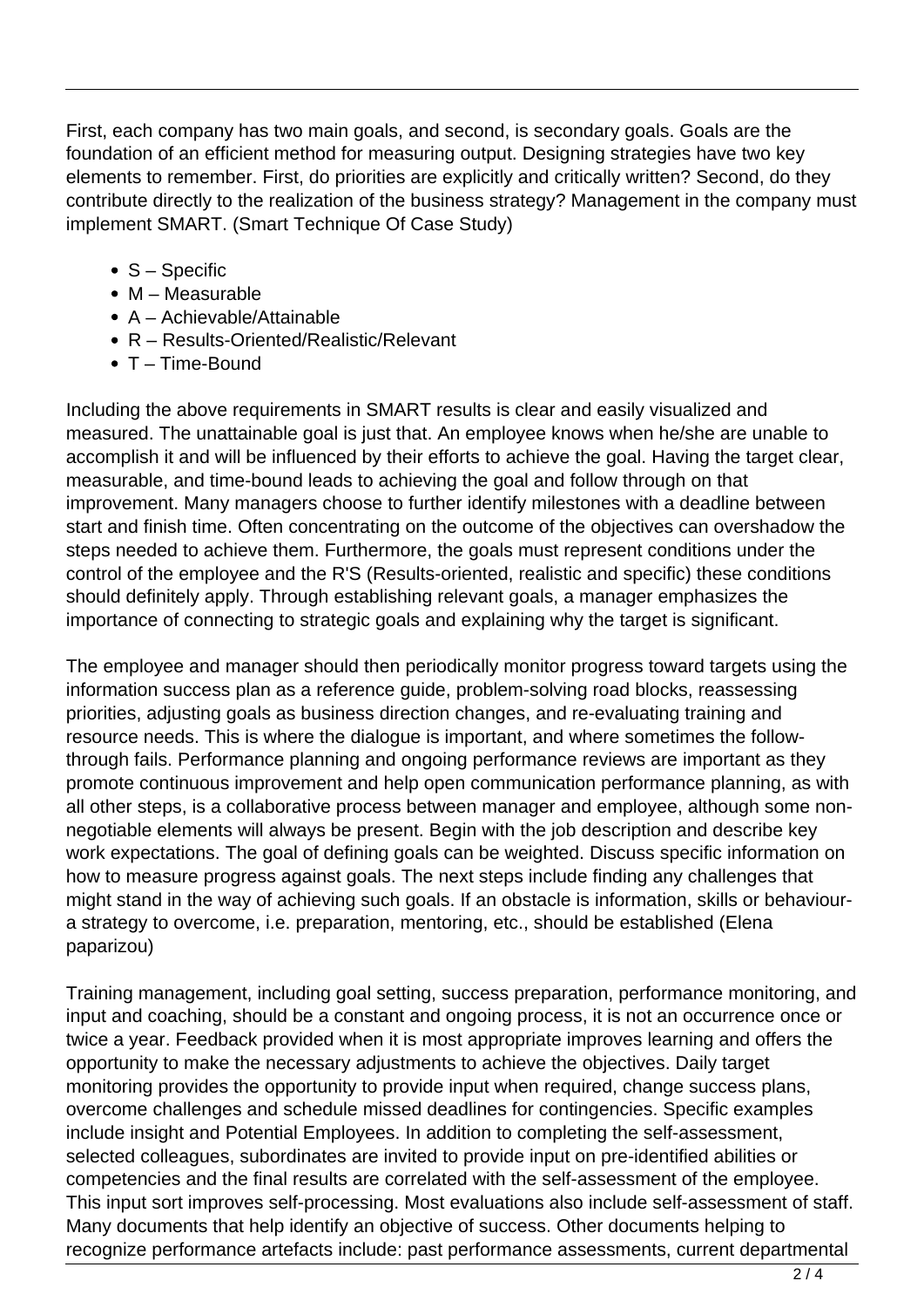First, each company has two main goals, and second, is secondary goals. Goals are the foundation of an efficient method for measuring output. Designing strategies have two key elements to remember. First, do priorities are explicitly and critically written? Second, do they contribute directly to the realization of the business strategy? Management in the company must implement SMART. (Smart Technique Of Case Study)

- S – Specific
- M – Measurable
- A – Achievable/Attainable
- R – Results-Oriented/Realistic/Relevant
- T – Time-Bound

Including the above requirements in SMART results is clear and easily visualized and measured. The unattainable goal is just that. An employee knows when he/she are unable to accomplish it and will be influenced by their efforts to achieve the goal. Having the target clear, measurable, and time-bound leads to achieving the goal and follow through on that improvement. Many managers choose to further identify milestones with a deadline between start and finish time. Often concentrating on the outcome of the objectives can overshadow the steps needed to achieve them. Furthermore, the goals must represent conditions under the control of the employee and the R'S (Results-oriented, realistic and specific) these conditions should definitely apply. Through establishing relevant goals, a manager emphasizes the importance of connecting to strategic goals and explaining why the target is significant.

The employee and manager should then periodically monitor progress toward targets using the information success plan as a reference guide, problem-solving road blocks, reassessing priorities, adjusting goals as business direction changes, and re-evaluating training and resource needs. This is where the dialogue is important, and where sometimes the follow-through fails. Performance planning and ongoing performance reviews are important as they promote continuous improvement and help open communication performance planning, as with all other steps, is a collaborative process between manager and employee, although some non-negotiable elements will always be present. Begin with the job description and describe key work expectations. The goal of defining goals can be weighted. Discuss specific information on how to measure progress against goals. The next steps include finding any challenges that might stand in the way of achieving such goals. If an obstacle is information, skills or behaviour- a strategy to overcome, i.e. preparation, mentoring, etc., should be established (Elena paparizou)

Training management, including goal setting, success preparation, performance monitoring, and input and coaching, should be a constant and ongoing process, it is not an occurrence once or twice a year. Feedback provided when it is most appropriate improves learning and offers the opportunity to make the necessary adjustments to achieve the objectives. Daily target monitoring provides the opportunity to provide input when required, change success plans, overcome challenges and schedule missed deadlines for contingencies. Specific examples include insight and Potential Employees. In addition to completing the self-assessment, selected colleagues, subordinates are invited to provide input on pre-identified abilities or competencies and the final results are correlated with the self-assessment of the employee. This input sort improves self-processing. Most evaluations also include self-assessment of staff. Many documents that help identify an objective of success. Other documents helping to recognize performance artefacts include: past performance assessments, current departmental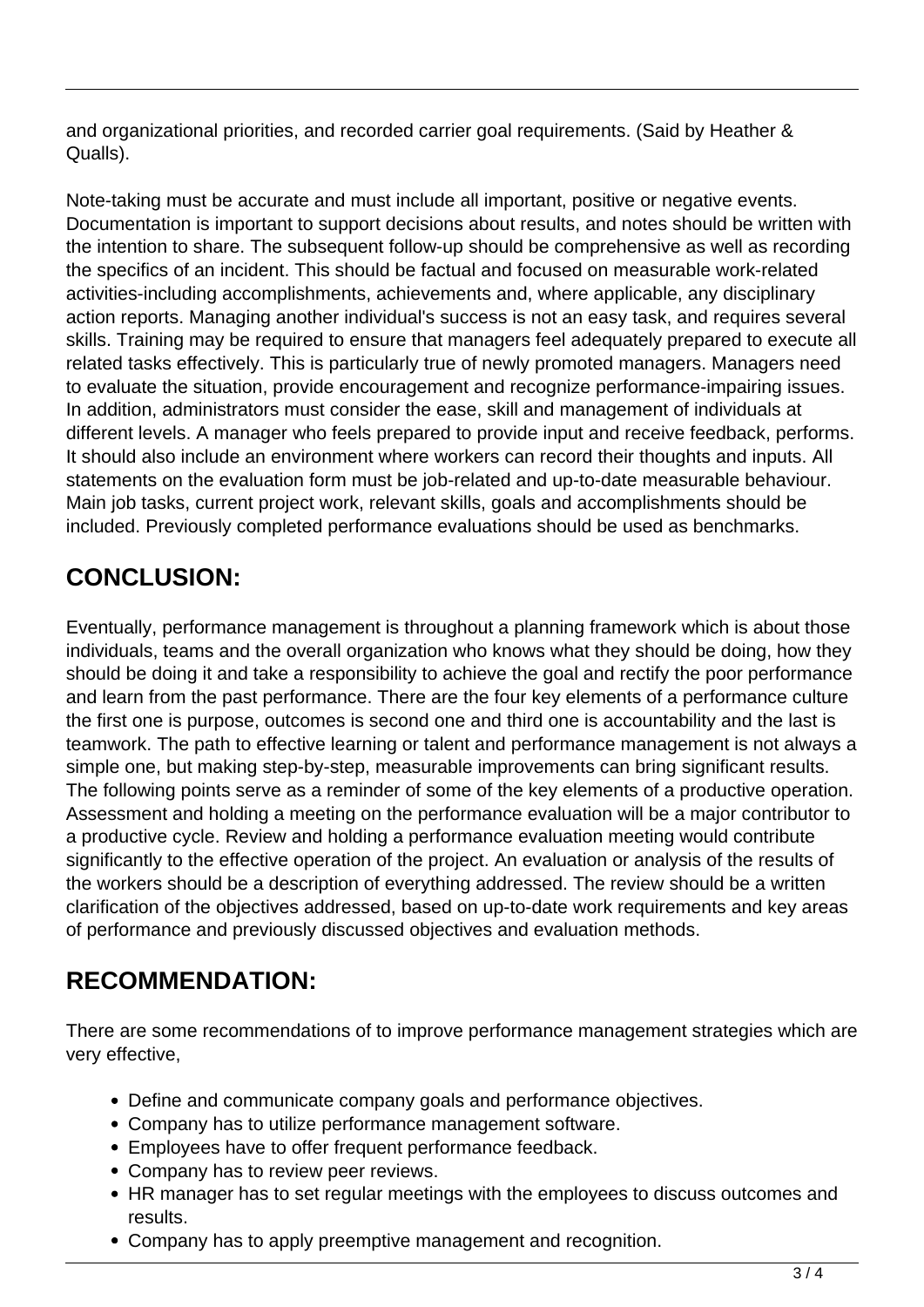and organizational priorities, and recorded carrier goal requirements. (Said by Heather & Qualls).

Note-taking must be accurate and must include all important, positive or negative events. Documentation is important to support decisions about results, and notes should be written with the intention to share. The subsequent follow-up should be comprehensive as well as recording the specifics of an incident. This should be factual and focused on measurable work-related activities-including accomplishments, achievements and, where applicable, any disciplinary action reports. Managing another individual's success is not an easy task, and requires several skills. Training may be required to ensure that managers feel adequately prepared to execute all related tasks effectively. This is particularly true of newly promoted managers. Managers need to evaluate the situation, provide encouragement and recognize performance-impairing issues. In addition, administrators must consider the ease, skill and management of individuals at different levels. A manager who feels prepared to provide input and receive feedback, performs. It should also include an environment where workers can record their thoughts and inputs. All statements on the evaluation form must be job-related and up-to-date measurable behaviour. Main job tasks, current project work, relevant skills, goals and accomplishments should be included. Previously completed performance evaluations should be used as benchmarks.

## CONCLUSION:

Eventually, performance management is throughout a planning framework which is about those individuals, teams and the overall organization who knows what they should be doing, how they should be doing it and take a responsibility to achieve the goal and rectify the poor performance and learn from the past performance. There are the four key elements of a performance culture the first one is purpose, outcomes is second one and third one is accountability and the last is teamwork. The path to effective learning or talent and performance management is not always a simple one, but making step-by-step, measurable improvements can bring significant results. The following points serve as a reminder of some of the key elements of a productive operation. Assessment and holding a meeting on the performance evaluation will be a major contributor to a productive cycle. Review and holding a performance evaluation meeting would contribute significantly to the effective operation of the project. An evaluation or analysis of the results of the workers should be a description of everything addressed. The review should be a written clarification of the objectives addressed, based on up-to-date work requirements and key areas of performance and previously discussed objectives and evaluation methods.

## RECOMMENDATION:

There are some recommendations of to improve performance management strategies which are very effective,

- Define and communicate company goals and performance objectives.
- Company has to utilize performance management software.
- Employees have to offer frequent performance feedback.
- Company has to review peer reviews.
- HR manager has to set regular meetings with the employees to discuss outcomes and results.
- Company has to apply preemptive management and recognition.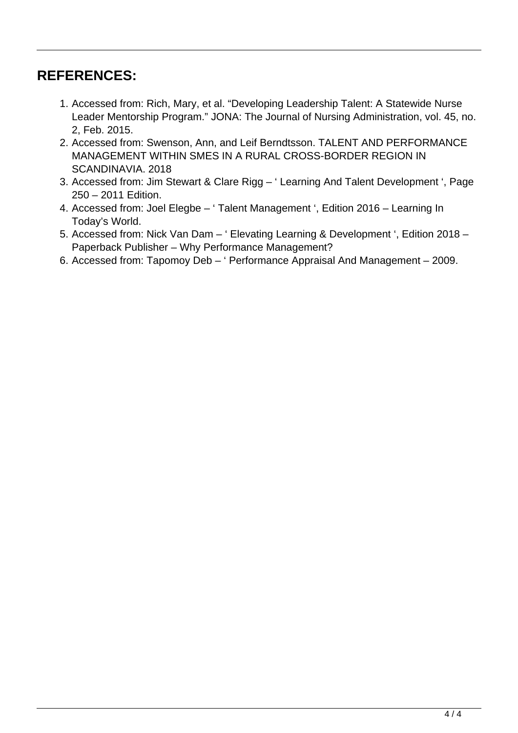## REFERENCES:

1. Accessed from: Rich, Mary, et al. “Developing Leadership Talent: A Statewide Nurse Leader Mentorship Program.” JONA: The Journal of Nursing Administration, vol. 45, no. 2, Feb. 2015.
2. Accessed from: Swenson, Ann, and Leif Berndtsson. TALENT AND PERFORMANCE MANAGEMENT WITHIN SMES IN A RURAL CROSS-BORDER REGION IN SCANDINAVIA. 2018
3. Accessed from: Jim Stewart & Clare Rigg – ‘ Learning And Talent Development ‘, Page 250 – 2011 Edition.
4. Accessed from: Joel Elegbe – ‘ Talent Management ‘, Edition 2016 – Learning In Today’s World.
5. Accessed from: Nick Van Dam – ‘ Elevating Learning & Development ‘, Edition 2018 – Paperback Publisher – Why Performance Management?
6. Accessed from: Tapomoy Deb – ‘ Performance Appraisal And Management – 2009.